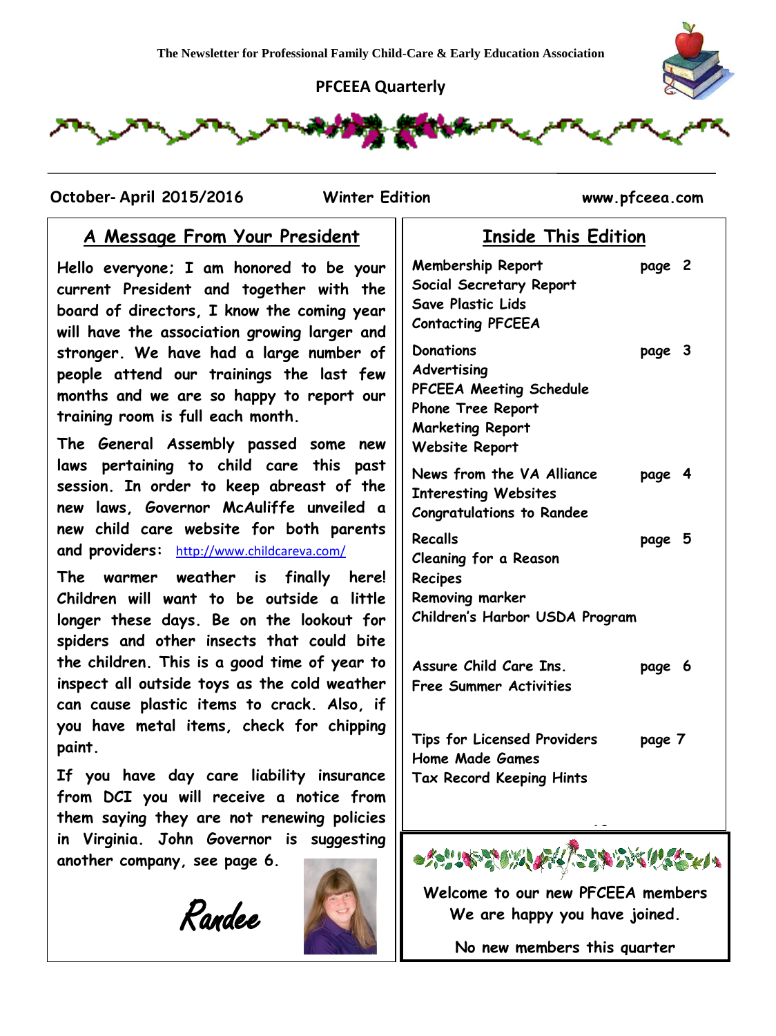The Newsletter for Professional Family Child-Care & Early Education Association

# PFCEEA Quarterly

**October- April 2015/2016** | **Winter Edition** | **www.pfceea.com**

## A Message From Your President

**Hello everyone; I am honored to be your current President and together with the board of directors, I know the coming year will have the association growing larger and stronger. We have had a large number of people attend our trainings the last few months and we are so happy to report our training room is full each month.**

**The General Assembly passed some new laws pertaining to child care this past session. In order to keep abreast of the new laws, Governor McAuliffe unveiled a new child care website for both parents and providers:** http://www.childcareva.com/

**The warmer weather is finally here! Children will want to be outside a little longer these days. Be on the lookout for spiders and other insects that could bite the children. This is a good time of year to inspect all outside toys as the cold weather can cause plastic items to crack. Also, if you have metal items, check for chipping paint.**

**If you have day care liability insurance from DCI you will receive a notice from them saying they are not renewing policies in Virginia. John Governor is suggesting another company, see page 6.**

*Randee*

## Inside This Edition

| | |
|---|---|
| Membership Report<br>Social Secretary Report<br>Save Plastic Lids<br>Contacting PFCEEA | page 2 |
| Donations<br>Advertising<br>PFCEEA Meeting Schedule<br>Phone Tree Report<br>Marketing Report<br>Website Report | page 3 |
| News from the VA Alliance<br>Interesting Websites<br>Congratulations to Randee | page 4 |
| Recalls<br>Cleaning for a Reason<br>Recipes<br>Removing marker<br>Children's Harbor USDA Program | page 5 |
| Assure Child Care Ins.<br>Free Summer Activities | page 6 |
| Tips for Licensed Providers<br>Home Made Games<br>Tax Record Keeping Hints | page 7 |

**Welcome to our new PFCEEA members**
**We are happy you have joined.**

**No new members this quarter**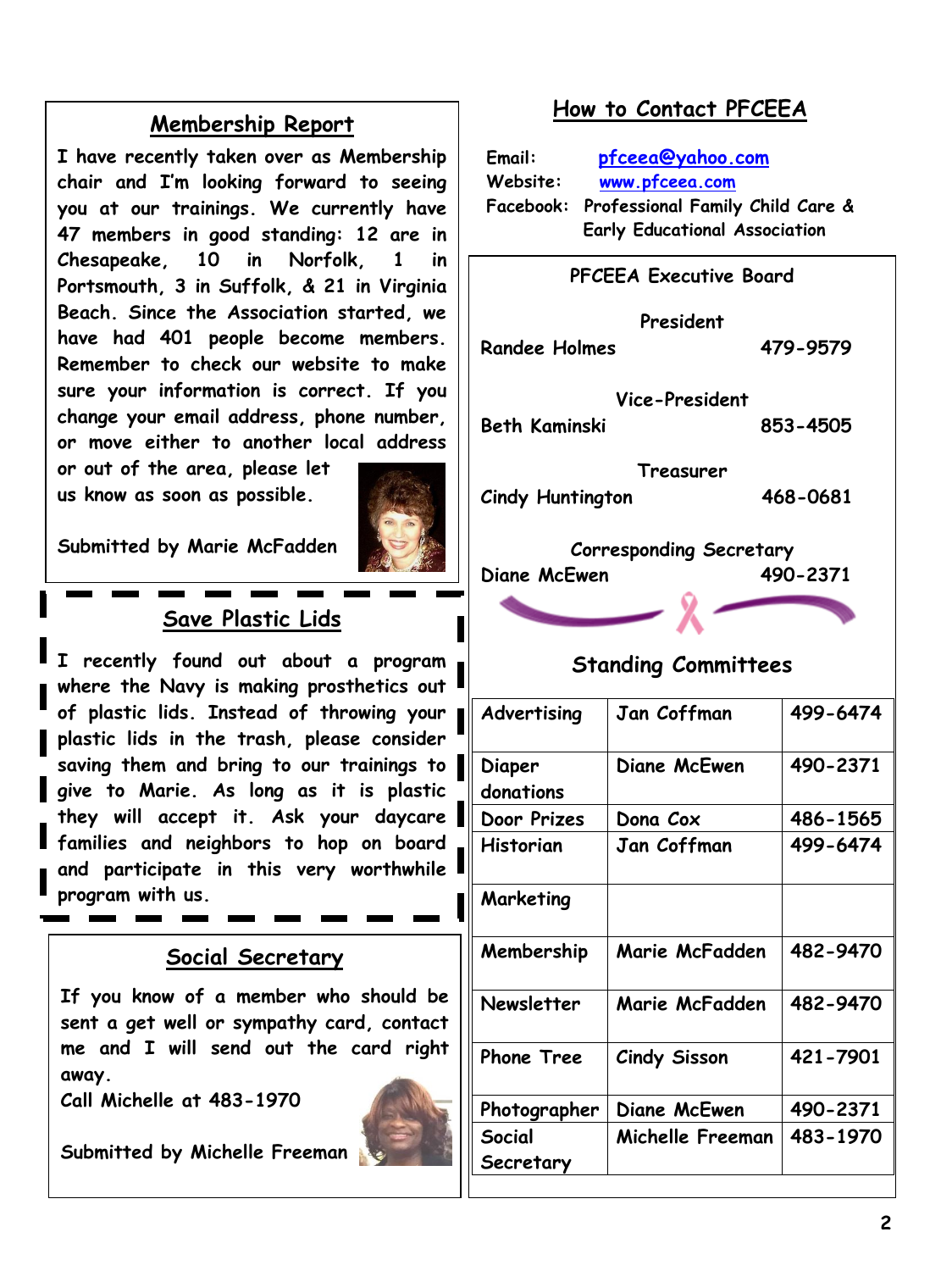## Membership Report

I have recently taken over as Membership chair and I'm looking forward to seeing you at our trainings. We currently have 47 members in good standing: 12 are in Chesapeake, 10 in Norfolk, 1 in Portsmouth, 3 in Suffolk, & 21 in Virginia Beach. Since the Association started, we have had 401 people become members. Remember to check our website to make sure your information is correct. If you change your email address, phone number, or move either to another local address or out of the area, please let us know as soon as possible.

Submitted by Marie McFadden

## Save Plastic Lids

I recently found out about a program where the Navy is making prosthetics out of plastic lids. Instead of throwing your plastic lids in the trash, please consider saving them and bring to our trainings to give to Marie. As long as it is plastic they will accept it. Ask your daycare families and neighbors to hop on board and participate in this very worthwhile program with us.

## Social Secretary

If you know of a member who should be sent a get well or sympathy card, contact me and I will send out the card right away.
Call Michelle at 483-1970

Submitted by Michelle Freeman

## How to Contact PFCEEA

Email: pfceea@yahoo.com
Website: www.pfceea.com
Facebook: Professional Family Child Care & Early Educational Association

### PFCEEA Executive Board

**President**
Randee Holmes 479-9579

**Vice-President**
Beth Kaminski 853-4505

**Treasurer**
Cindy Huntington 468-0681

**Corresponding Secretary**
Diane McEwen 490-2371

### Standing Committees

| Committee | Name | Phone |
|---|---|---|
| Advertising | Jan Coffman | 499-6474 |
| Diaper donations | Diane McEwen | 490-2371 |
| Door Prizes | Dona Cox | 486-1565 |
| Historian | Jan Coffman | 499-6474 |
| Marketing | | |
| Membership | Marie McFadden | 482-9470 |
| Newsletter | Marie McFadden | 482-9470 |
| Phone Tree | Cindy Sisson | 421-7901 |
| Photographer | Diane McEwen | 490-2371 |
| Social Secretary | Michelle Freeman | 483-1970 |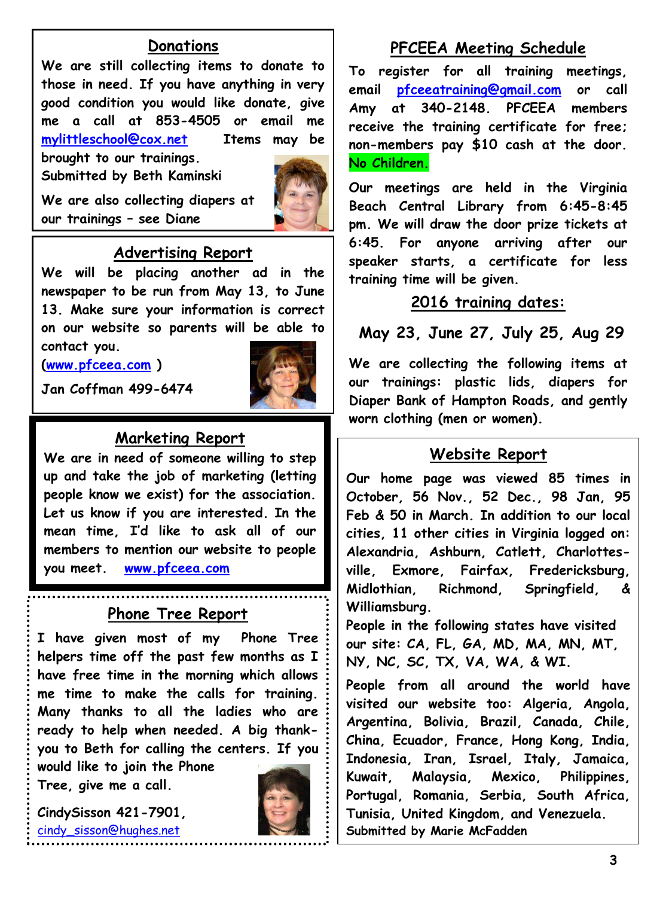## Donations

We are still collecting items to donate to those in need. If you have anything in very good condition you would like donate, give me a call at 853-4505 or email me mylittleschool@cox.net Items may be brought to our trainings.

Submitted by Beth Kaminski

We are also collecting diapers at our trainings – see Diane

## Advertising Report

We will be placing another ad in the newspaper to be run from May 13, to June 13. Make sure your information is correct on our website so parents will be able to contact you.

(www.pfceea.com )

Jan Coffman 499-6474

## Marketing Report

We are in need of someone willing to step up and take the job of marketing (letting people know we exist) for the association. Let us know if you are interested. In the mean time, I'd like to ask all of our members to mention our website to people you meet. www.pfceea.com

## Phone Tree Report

I have given most of my Phone Tree helpers time off the past few months as I have free time in the morning which allows me time to make the calls for training. Many thanks to all the ladies who are ready to help when needed. A big thank-you to Beth for calling the centers. If you would like to join the Phone Tree, give me a call.

CindySisson 421-7901,
cindy_sisson@hughes.net

## PFCEEA Meeting Schedule

To register for all training meetings, email pfceeatraining@gmail.com or call Amy at 340-2148. PFCEEA members receive the training certificate for free; non-members pay $10 cash at the door. **No Children.**

Our meetings are held in the Virginia Beach Central Library from 6:45-8:45 pm. We will draw the door prize tickets at 6:45. For anyone arriving after our speaker starts, a certificate for less training time will be given.

## 2016 training dates:

**May 23, June 27, July 25, Aug 29**

We are collecting the following items at our trainings: plastic lids, diapers for Diaper Bank of Hampton Roads, and gently worn clothing (men or women).

## Website Report

*Our home page was viewed 85 times in October, 56 Nov., 52 Dec., 98 Jan, 95 Feb & 50 in March. In addition to our local cities, 11 other cities in Virginia logged on: Alexandria, Ashburn, Catlett, Charlottes-ville, Exmore, Fairfax, Fredericksburg, Midlothian, Richmond, Springfield, & Williamsburg.*

People in the following states have visited our site: *CA, FL, GA, MD, MA, MN, MT, NY, NC, SC, TX, VA, WA, & WI.*

People from all around the world have visited our website too: *Algeria, Angola, Argentina, Bolivia, Brazil, Canada, Chile, China, Ecuador, France, Hong Kong, India, Indonesia, Iran, Israel, Italy, Jamaica, Kuwait, Malaysia, Mexico, Philippines, Portugal, Romania, Serbia, South Africa, Tunisia, United Kingdom, and Venezuela.*

Submitted by Marie McFadden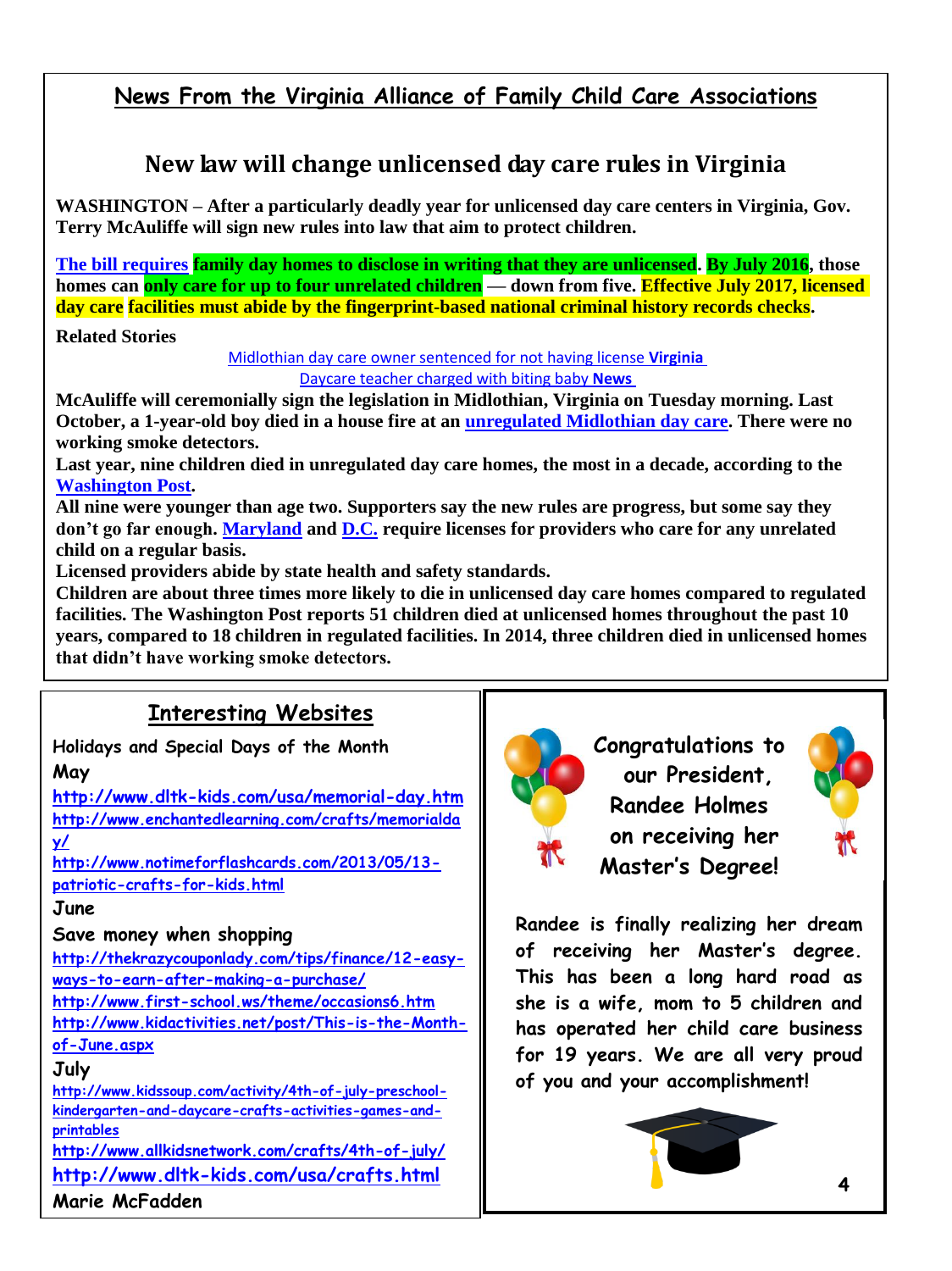## News From the Virginia Alliance of Family Child Care Associations

# New law will change unlicensed day care rules in Virginia

**WASHINGTON – After a particularly deadly year for unlicensed day care centers in Virginia, Gov. Terry McAuliffe will sign new rules into law that aim to protect children.**

**The bill requires family day homes to disclose in writing that they are unlicensed. By July 2016, those homes can only care for up to four unrelated children — down from five. Effective July 2017, licensed day care facilities must abide by the fingerprint-based national criminal history records checks.**

**Related Stories**

Midlothian day care owner sentenced for not having license **Virginia**

Daycare teacher charged with biting baby **News**

**McAuliffe will ceremonially sign the legislation in Midlothian, Virginia on Tuesday morning. Last October, a 1-year-old boy died in a house fire at an unregulated Midlothian day care. There were no working smoke detectors.**

**Last year, nine children died in unregulated day care homes, the most in a decade, according to the Washington Post.**

**All nine were younger than age two. Supporters say the new rules are progress, but some say they don't go far enough. Maryland and D.C. require licenses for providers who care for any unrelated child on a regular basis.**

**Licensed providers abide by state health and safety standards.**

**Children are about three times more likely to die in unlicensed day care homes compared to regulated facilities. The Washington Post reports 51 children died at unlicensed homes throughout the past 10 years, compared to 18 children in regulated facilities. In 2014, three children died in unlicensed homes that didn't have working smoke detectors.**

## Interesting Websites

Holidays and Special Days of the Month

**May**

http://www.dltk-kids.com/usa/memorial-day.htm

http://www.enchantedlearning.com/crafts/memorialday/

http://www.notimeforflashcards.com/2013/05/13-patriotic-crafts-for-kids.html

**June**

Save money when shopping

http://thekrazycouponlady.com/tips/finance/12-easy-ways-to-earn-after-making-a-purchase/

http://www.first-school.ws/theme/occasions6.htm

http://www.kidactivities.net/post/This-is-the-Month-of-June.aspx

**July**

http://www.kidssoup.com/activity/4th-of-july-preschool-kindergarten-and-daycare-crafts-activities-games-and-printables

http://www.allkidsnetwork.com/crafts/4th-of-july/

http://www.dltk-kids.com/usa/crafts.html

Marie McFadden

## Congratulations to our President, Randee Holmes on receiving her Master's Degree!

Randee is finally realizing her dream of receiving her Master's degree. This has been a long hard road as she is a wife, mom to 5 children and has operated her child care business for 19 years. We are all very proud of you and your accomplishment!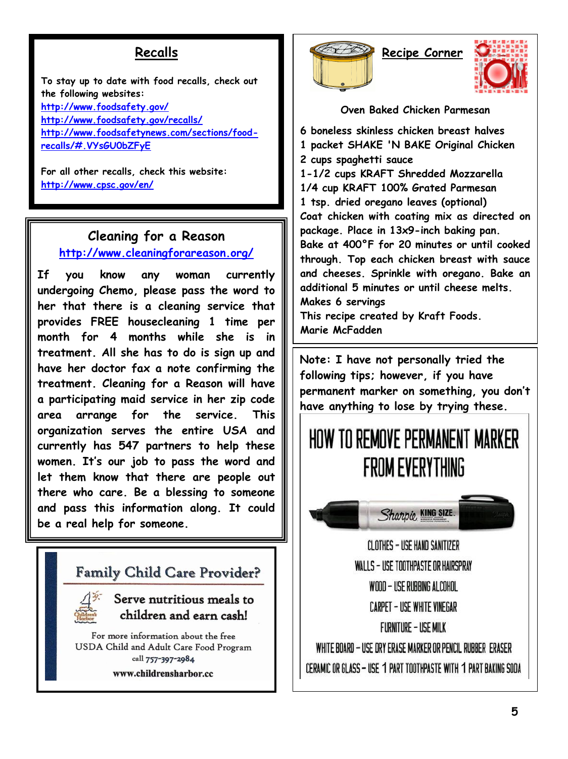## Recalls

To stay up to date with food recalls, check out the following websites:
http://www.foodsafety.gov/
http://www.foodsafety.gov/recalls/
http://www.foodsafetynews.com/sections/food-recalls/#.VYsGU0bZFyE

For all other recalls, check this website:
http://www.cpsc.gov/en/

## Cleaning for a Reason

http://www.cleaningforareason.org/

If you know any woman currently undergoing Chemo, please pass the word to her that there is a cleaning service that provides FREE housecleaning 1 time per month for 4 months while she is in treatment. All she has to do is sign up and have her doctor fax a note confirming the treatment. Cleaning for a Reason will have a participating maid service in her zip code area arrange for the service. This organization serves the entire USA and currently has 547 partners to help these women. It's our job to pass the word and let them know that there are people out there who care. Be a blessing to someone and pass this information along. It could be a real help for someone.

## Family Child Care Provider?

Serve nutritious meals to children and earn cash!

For more information about the free USDA Child and Adult Care Food Program call 757-397-2984

www.childrensharbor.cc

## Recipe Corner

### Oven Baked Chicken Parmesan

6 boneless skinless chicken breast halves
1 packet SHAKE 'N BAKE Original Chicken
2 cups spaghetti sauce
1-1/2 cups KRAFT Shredded Mozzarella
1/4 cup KRAFT 100% Grated Parmesan
1 tsp. dried oregano leaves (optional)

Coat chicken with coating mix as directed on package. Place in 13x9-inch baking pan. Bake at 400°F for 20 minutes or until cooked through. Top each chicken breast with sauce and cheeses. Sprinkle with oregano. Bake an additional 5 minutes or until cheese melts.
Makes 6 servings
This recipe created by Kraft Foods.
Marie McFadden

Note: I have not personally tried the following tips; however, if you have permanent marker on something, you don't have anything to lose by trying these.

## HOW TO REMOVE PERMANENT MARKER FROM EVERYTHING

CLOTHES – USE HAND SANITIZER
WALLS – USE TOOTHPASTE OR HAIRSPRAY
WOOD – USE RUBBING ALCOHOL
CARPET – USE WHITE VINEGAR
FURNITURE – USE MILK
WHITE BOARD – USE DRY ERASE MARKER OR PENCIL RUBBER ERASER
CERAMIC OR GLASS – USE 1 PART TOOTHPASTE WITH 1 PART BAKING SODA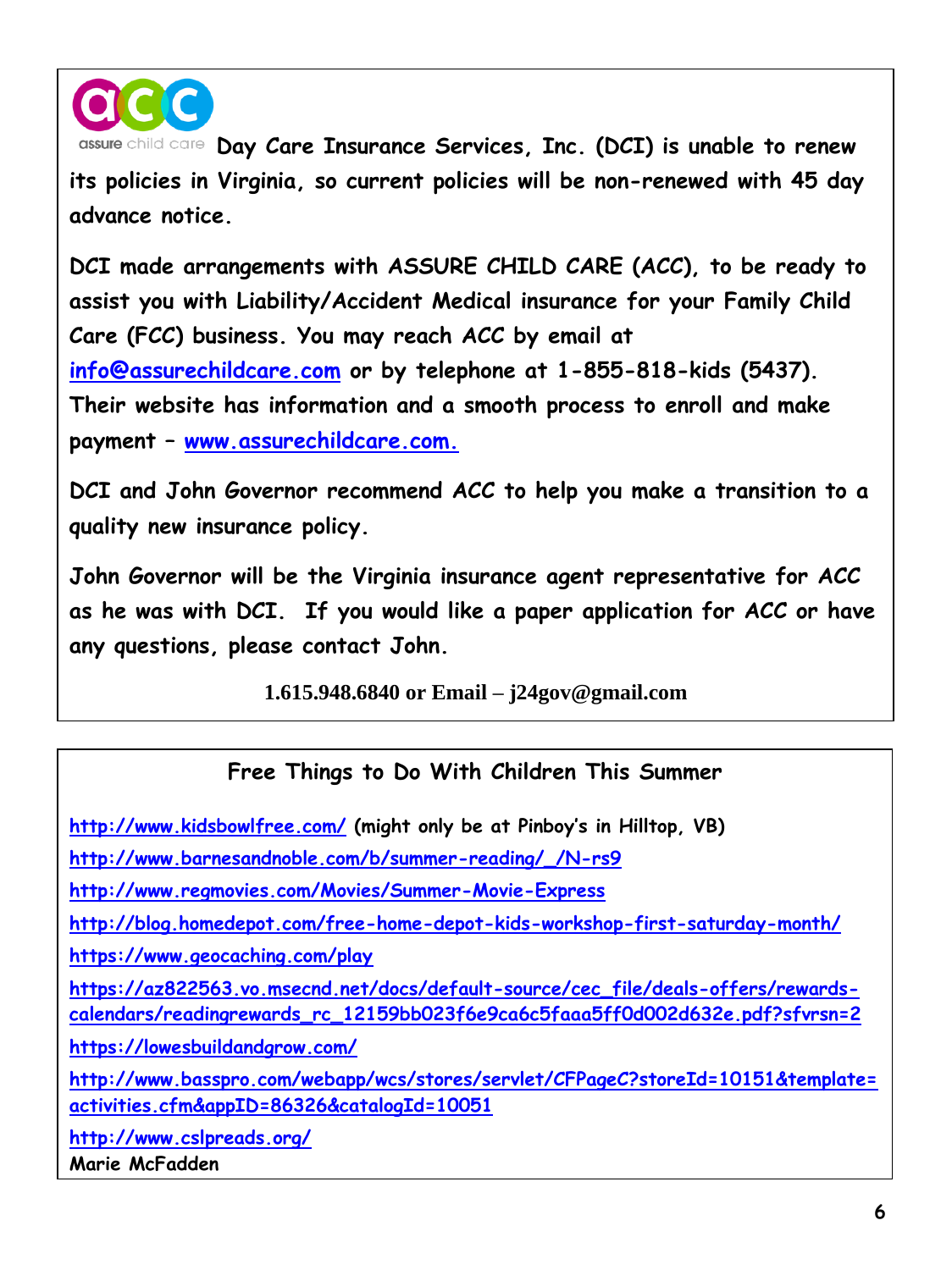assure child care **Day Care Insurance Services, Inc. (DCI) is unable to renew its policies in Virginia, so current policies will be non-renewed with 45 day advance notice.**

**DCI made arrangements with ASSURE CHILD CARE (ACC), to be ready to assist you with Liability/Accident Medical insurance for your Family Child Care (FCC) business. You may reach ACC by email at info@assurechildcare.com or by telephone at 1-855-818-kids (5437). Their website has information and a smooth process to enroll and make payment – www.assurechildcare.com.**

**DCI and John Governor recommend ACC to help you make a transition to a quality new insurance policy.**

**John Governor will be the Virginia insurance agent representative for ACC as he was with DCI. If you would like a paper application for ACC or have any questions, please contact John.**

**1.615.948.6840 or Email – j24gov@gmail.com**

## Free Things to Do With Children This Summer

http://www.kidsbowlfree.com/ (might only be at Pinboy's in Hilltop, VB)

http://www.barnesandnoble.com/b/summer-reading/_/N-rs9

http://www.regmovies.com/Movies/Summer-Movie-Express

http://blog.homedepot.com/free-home-depot-kids-workshop-first-saturday-month/

https://www.geocaching.com/play

https://az822563.vo.msecnd.net/docs/default-source/cec_file/deals-offers/rewards-calendars/readingrewards_rc_12159bb023f6e9ca6c5faaa5ff0d002d632e.pdf?sfvrsn=2

https://lowesbuildandgrow.com/

http://www.basspro.com/webapp/wcs/stores/servlet/CFPageC?storeId=10151&template=activities.cfm&appID=86326&catalogId=10051

http://www.cslpreads.org/

Marie McFadden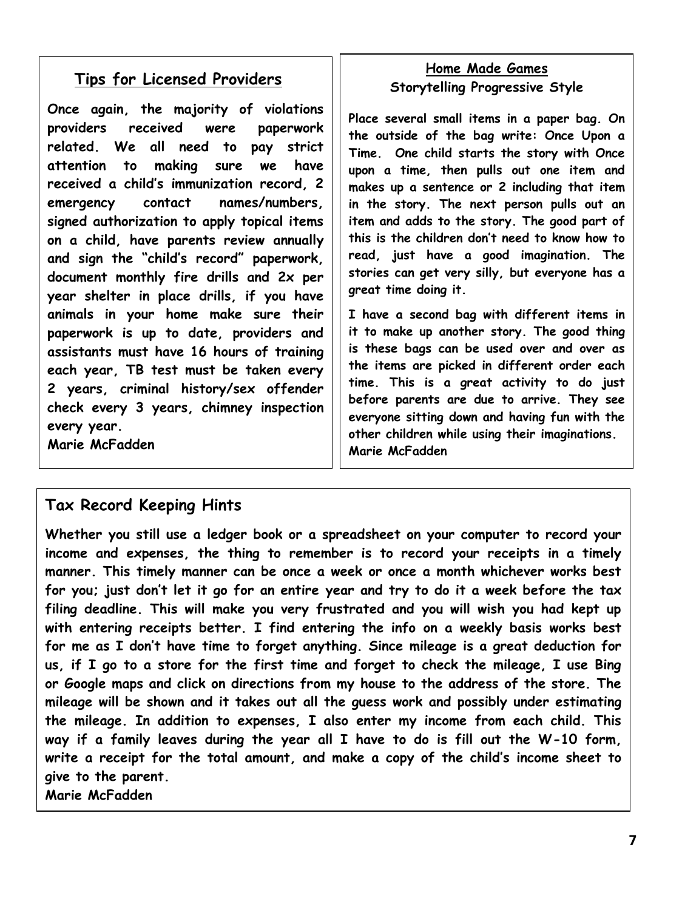## Tips for Licensed Providers

**Once again, the majority of violations providers received were paperwork related. We all need to pay strict attention to making sure we have received a child's immunization record, 2 emergency contact names/numbers, signed authorization to apply topical items on a child, have parents review annually and sign the "child's record" paperwork, document monthly fire drills and 2x per year shelter in place drills, if you have animals in your home make sure their paperwork is up to date, providers and assistants must have 16 hours of training each year, TB test must be taken every 2 years, criminal history/sex offender check every 3 years, chimney inspection every year.**

**Marie McFadden**

## Home Made Games

### Storytelling Progressive Style

**Place several small items in a paper bag. On the outside of the bag write: Once Upon a Time. One child starts the story with Once upon a time, then pulls out one item and makes up a sentence or 2 including that item in the story. The next person pulls out an item and adds to the story. The good part of this is the children don't need to know how to read, just have a good imagination. The stories can get very silly, but everyone has a great time doing it.**

**I have a second bag with different items in it to make up another story. The good thing is these bags can be used over and over as the items are picked in different order each time. This is a great activity to do just before parents are due to arrive. They see everyone sitting down and having fun with the other children while using their imaginations.**

**Marie McFadden**

## Tax Record Keeping Hints

**Whether you still use a ledger book or a spreadsheet on your computer to record your income and expenses, the thing to remember is to record your receipts in a timely manner. This timely manner can be once a week or once a month whichever works best for you; just don't let it go for an entire year and try to do it a week before the tax filing deadline. This will make you very frustrated and you will wish you had kept up with entering receipts better. I find entering the info on a weekly basis works best for me as I don't have time to forget anything. Since mileage is a great deduction for us, if I go to a store for the first time and forget to check the mileage, I use Bing or Google maps and click on directions from my house to the address of the store. The mileage will be shown and it takes out all the guess work and possibly under estimating the mileage. In addition to expenses, I also enter my income from each child. This way if a family leaves during the year all I have to do is fill out the W-10 form, write a receipt for the total amount, and make a copy of the child's income sheet to give to the parent.**

**Marie McFadden**